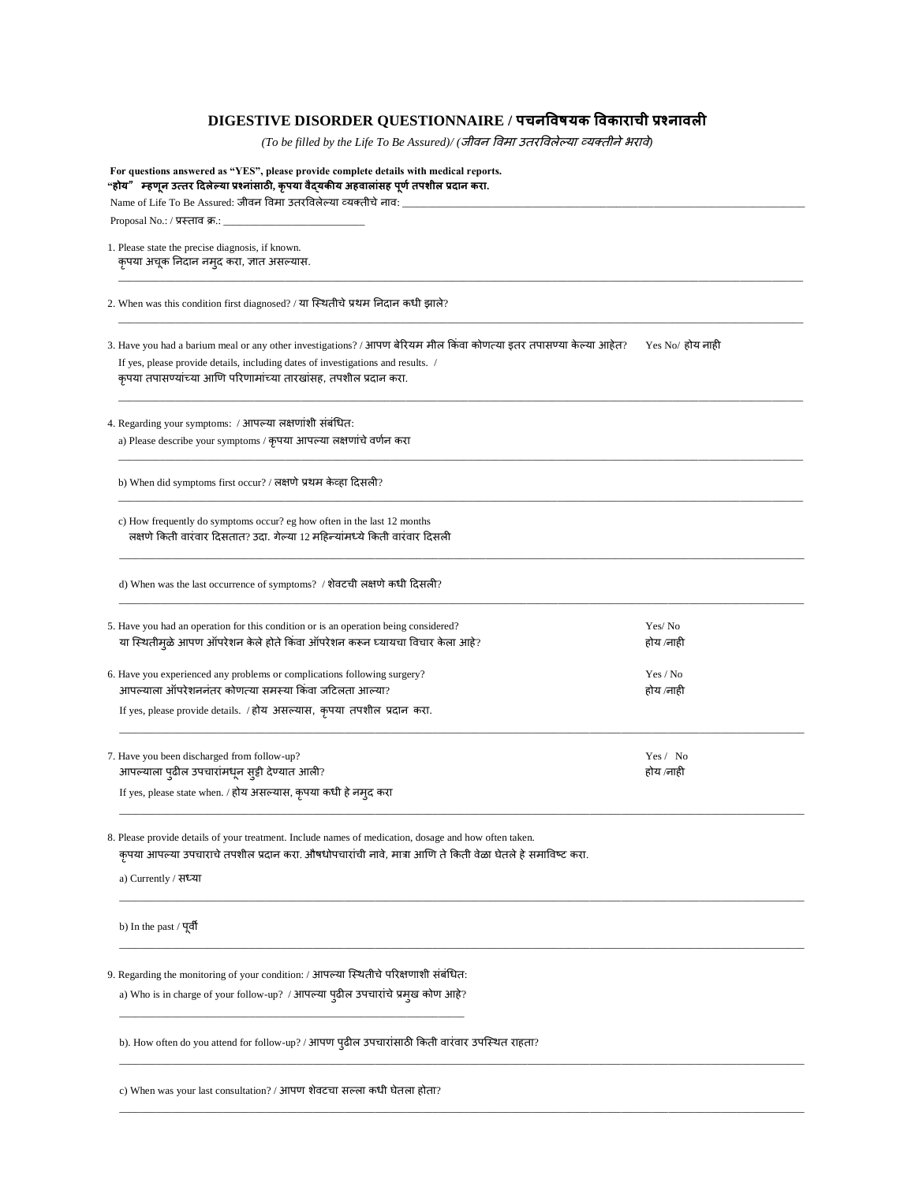# DIGESTIVE DISORDER QUESTIONNAIRE / पचनविषयक विकाराची प्रश्नावली

*(To be filled by the Life To Be Assured)/ (जीवन विमा उतरविलेल्या व्यक्तीने भरावे)*

**For questions answered as "YES", please provide complete details with medical reports.**
**"होय" म्हणून उत्तर दिलेल्या प्रश्नांसाठी, कृपया वैद्यकीय अहवालांसह पूर्ण तपशील प्रदान करा.**

Name of Life To Be Assured: जीवन विमा उतरविलेल्या व्यक्तीचे नाव: ______________________________

Proposal No.: / प्रस्ताव क्र.: ______________________________

1. Please state the precise diagnosis, if known.
   कृपया अचूक निदान नमुद करा, ज्ञात असल्यास.

______________________________

2. When was this condition first diagnosed? / या स्थितीचे प्रथम निदान कधी झाले?

______________________________

3. Have you had a barium meal or any other investigations? / आपण बेरियम मील किंवा कोणत्या इतर तपासण्या केल्या आहेत? Yes No/ होय नाही

   If yes, please provide details, including dates of investigations and results. /
   कृपया तपासण्यांच्या आणि परिणामांच्या तारखांसह, तपशील प्रदान करा.

______________________________

4. Regarding your symptoms: / आपल्या लक्षणांशी संबंधित:

   a) Please describe your symptoms / कृपया आपल्या लक्षणांचे वर्णन करा

______________________________

   b) When did symptoms first occur? / लक्षणे प्रथम केव्हा दिसली?

______________________________

   c) How frequently do symptoms occur? eg how often in the last 12 months
   लक्षणे किती वारंवार दिसतात? उदा. गेल्या 12 महिन्यांमध्ये किती वारंवार दिसली

______________________________

   d) When was the last occurrence of symptoms? / शेवटची लक्षणे कधी दिसली?

______________________________

5. Have you had an operation for this condition or is an operation being considered? Yes/ No
   या स्थितीमुळे आपण ऑपरेशन केले होते किंवा ऑपरेशन करून घ्यायचा विचार केला आहे? होय /नाही

6. Have you experienced any problems or complications following surgery? Yes / No
   आपल्याला ऑपरेशननंतर कोणत्या समस्या किंवा जटिलता आल्या? होय /नाही

   If yes, please provide details. / होय असल्यास, कृपया तपशील प्रदान करा.

______________________________

7. Have you been discharged from follow-up? Yes / No
   आपल्याला पुढील उपचारांमधून सुट्टी देण्यात आली? होय /नाही

   If yes, please state when. / होय असल्यास, कृपया कधी हे नमुद करा

______________________________

8. Please provide details of your treatment. Include names of medication, dosage and how often taken.
   कृपया आपल्या उपचाराचे तपशील प्रदान करा. औषधोपचारांची नावे, मात्रा आणि ते किती वेळा घेतले हे समाविष्ट करा.

   a) Currently / सध्या

______________________________

   b) In the past / पूर्वी

______________________________

9. Regarding the monitoring of your condition: / आपल्या स्थितीचे परिक्षणाशी संबंधित:

   a) Who is in charge of your follow-up? / आपल्या पुढील उपचारांचे प्रमुख कोण आहे?

______________________________

   b). How often do you attend for follow-up? / आपण पुढील उपचारांसाठी किती वारंवार उपस्थित राहता?

______________________________

   c) When was your last consultation? / आपण शेवटचा सल्ला कधी घेतला होता?

______________________________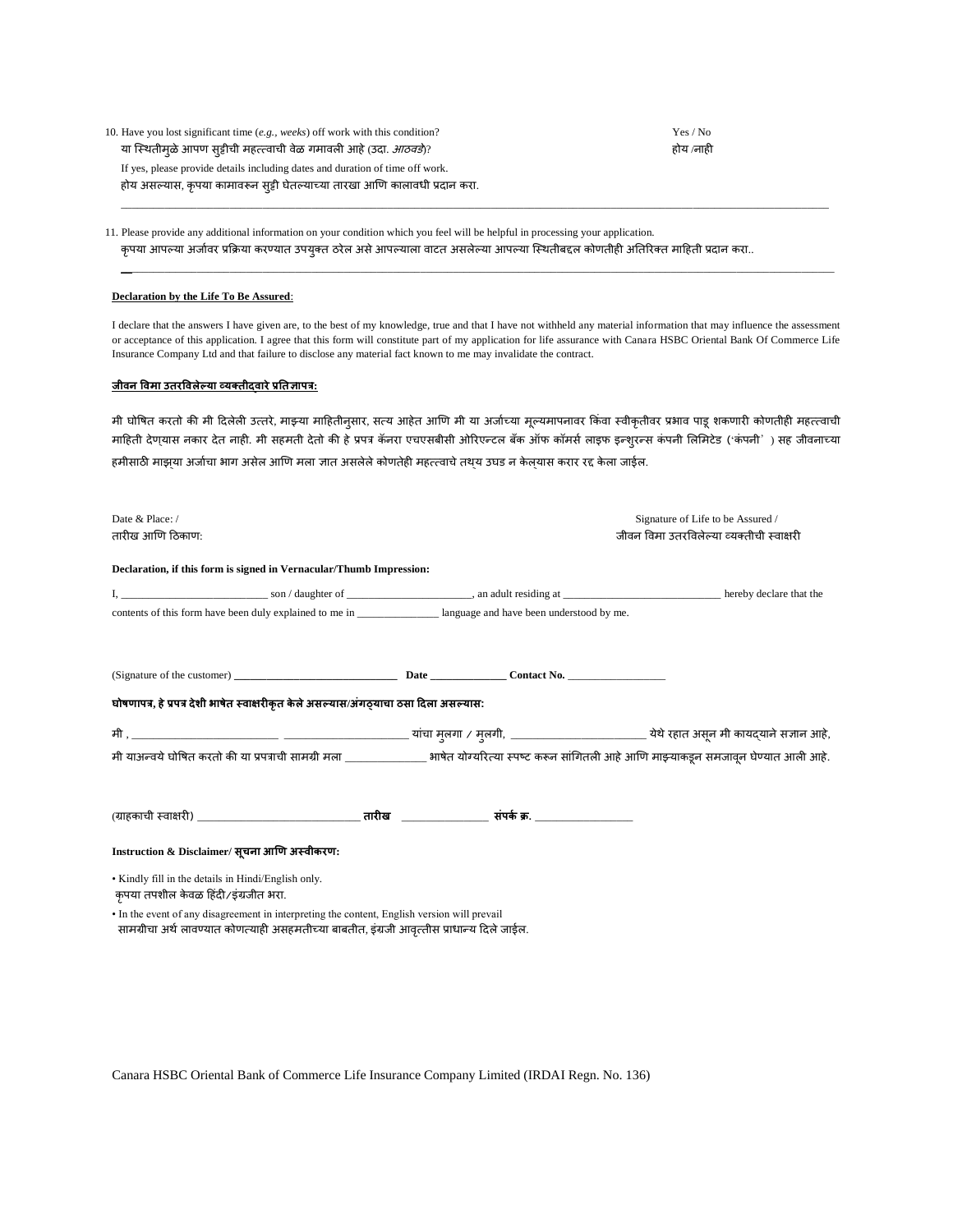10. Have you lost significant time (*e.g., weeks*) off work with this condition? Yes / No
या स्थितीमुळे आपण सुट्टीची महत्त्वाची वेळ गमावली आहे (उदा. *आठवडे*)? होय /नाही

If yes, please provide details including dates and duration of time off work.
होय असल्यास, कृपया कामावरून सुट्टी घेतल्याच्या तारखा आणि कालावधी प्रदान करा.

___________________________________________________________________________

11. Please provide any additional information on your condition which you feel will be helpful in processing your application.
कृपया आपल्या अर्जावर प्रक्रिया करण्यात उपयुक्त ठरेल असे आपल्याला वाटत असलेल्या आपल्या स्थितीबद्दल कोणतीही अतिरिक्त माहिती प्रदान करा..

___________________________________________________________________________

**Declaration by the Life To Be Assured**:

I declare that the answers I have given are, to the best of my knowledge, true and that I have not withheld any material information that may influence the assessment or acceptance of this application. I agree that this form will constitute part of my application for life assurance with Canara HSBC Oriental Bank Of Commerce Life Insurance Company Ltd and that failure to disclose any material fact known to me may invalidate the contract.

**जीवन विमा उतरविलेल्या व्यक्तीद्वारे प्रतिज्ञापत्र:**

मी घोषित करतो की मी दिलेली उत्तरे, माझ्या माहितीनुसार, सत्य आहेत आणि मी या अर्जाच्या मूल्यमापनावर किंवा स्वीकृतीवर प्रभाव पाडू शकणारी कोणतीही महत्त्वाची माहिती देण्यास नकार देत नाही. मी सहमती देतो की हे प्रपत्र कॅनरा एचएसबीसी ओरिएन्टल बँक ऑफ कॉमर्स लाइफ इन्शुरन्स कंपनी लिमिटेड ('कंपनी' ) सह जीवनाच्या हमीसाठी माझ्या अर्जाचा भाग असेल आणि मला ज्ञात असलेले कोणतेही महत्त्वाचे तथ्य उघड न केल्यास करार रद्द केला जाईल.

Date & Place: / Signature of Life to be Assured /
तारीख आणि ठिकाण: जीवन विमा उतरविलेल्या व्यक्तीची स्वाक्षरी

**Declaration, if this form is signed in Vernacular/Thumb Impression:**

I, __________________________ son / daughter of ______________________, an adult residing at ____________________________ hereby declare that the contents of this form have been duly explained to me in _______________ language and have been understood by me.

(Signature of the customer) **______________________________ Date ______________ Contact No.** __________________

**घोषणापत्र, हे प्रपत्र देशी भाषेत स्वाक्षरीकृत केले असल्यास/अंगठ्याचा ठसा दिला असल्यास:**

मी , __________________________ ______________________ यांचा मुलगा / मुलगी, ________________________ येथे रहात असून मी कायद्याने सज्ञान आहे, मी याअन्वये घोषित करतो की या प्रपत्राची सामग्री मला ______________ भाषेत योग्यरित्या स्पष्ट करून सांगितली आहे आणि माझ्याकडून समजावून घेण्यात आली आहे.

(ग्राहकाची स्वाक्षरी) ____________________________ **तारीख** _______________ **संपर्क क्र.** _________________

**Instruction & Disclaimer/ सूचना आणि अस्वीकरण:**

- Kindly fill in the details in Hindi/English only.
  कृपया तपशील केवळ हिंदी/इंग्रजीत भरा.
- In the event of any disagreement in interpreting the content, English version will prevail
  सामग्रीचा अर्थ लावण्यात कोणत्याही असहमतीच्या बाबतीत, इंग्रजी आवृत्तीस प्राधान्य दिले जाईल.

Canara HSBC Oriental Bank of Commerce Life Insurance Company Limited (IRDAI Regn. No. 136)